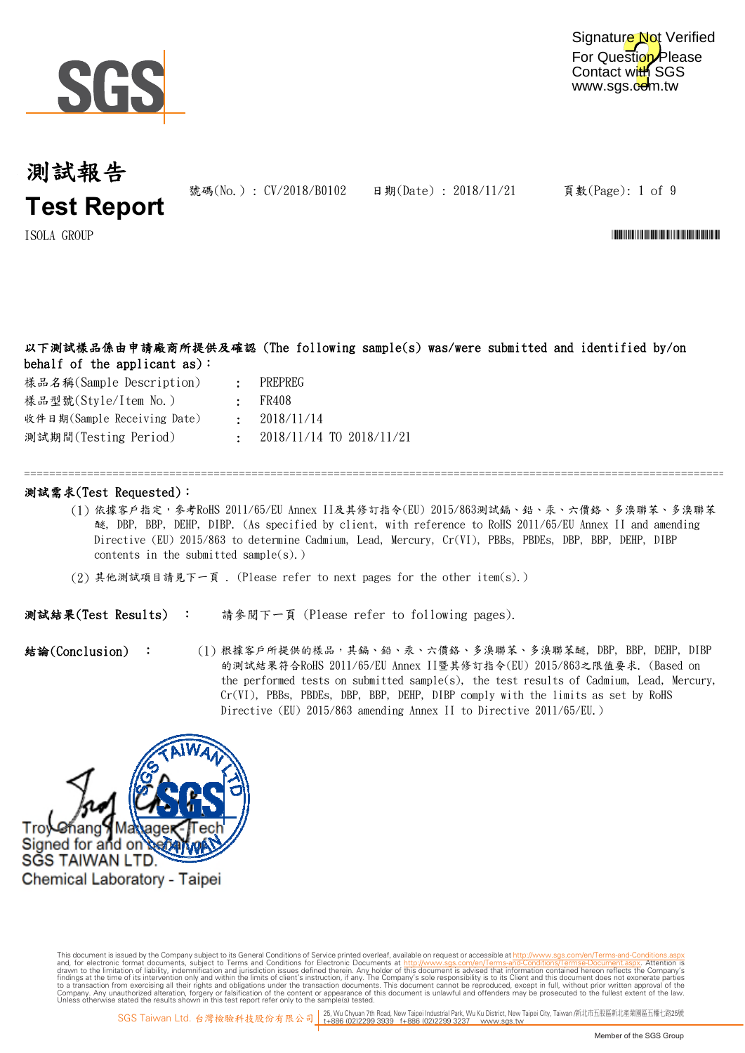Signature Not Verified
For Question Please
Contact with SGS
www.sgs.com.tw

# 測試報告
# Test Report

號碼(No.) : CV/2018/B0102　　日期(Date) : 2018/11/21

ISOLA GROUP

**以下測試樣品係由申請廠商所提供及確認 (The following sample(s) was/were submitted and identified by/on behalf of the applicant as)：**

| | | |
|---|---|---|
| 樣品名稱(Sample Description) | : | PREPREG |
| 樣品型號(Style/Item No.) | : | FR408 |
| 收件日期(Sample Receiving Date) | : | 2018/11/14 |
| 測試期間(Testing Period) | : | 2018/11/14 TO 2018/11/21 |

---

**測試需求(Test Requested)：**

(1) 依據客戶指定，參考RoHS 2011/65/EU Annex II及其修訂指令(EU) 2015/863測試鎘、鉛、汞、六價鉻、多溴聯苯、多溴聯苯醚, DBP, BBP, DEHP, DIBP. (As specified by client, with reference to RoHS 2011/65/EU Annex II and amending Directive (EU) 2015/863 to determine Cadmium, Lead, Mercury, Cr(VI), PBBs, PBDEs, DBP, BBP, DEHP, DIBP contents in the submitted sample(s).)

(2) 其他測試項目請見下一頁 . (Please refer to next pages for the other item(s).)

**測試結果(Test Results)** ：　請參閱下一頁 (Please refer to following pages).

**結論(Conclusion)** ：

(1) 根據客戶所提供的樣品，其鎘、鉛、汞、六價鉻、多溴聯苯、多溴聯苯醚, DBP, BBP, DEHP, DIBP 的測試結果符合RoHS 2011/65/EU Annex II暨其修訂指令(EU) 2015/863之限值要求. (Based on the performed tests on submitted sample(s), the test results of Cadmium, Lead, Mercury, Cr(VI), PBBs, PBDEs, DBP, BBP, DEHP, DIBP comply with the limits as set by RoHS Directive (EU) 2015/863 amending Annex II to Directive 2011/65/EU.)

Troy Chang / Manager - Tech
Signed for and on behalf of
SGS TAIWAN LTD.
Chemical Laboratory - Taipei

This document is issued by the Company subject to its General Conditions of Service printed overleaf, available on request or accessible at http://www.sgs.com/en/Terms-and-Conditions.aspx and, for electronic format documents, subject to Terms and Conditions for Electronic Documents at http://www.sgs.com/en/Terms-and-Conditions/Terms-e-Document.aspx. Attention is drawn to the limitation of liability, indemnification and jurisdiction issues defined therein. Any holder of this document is advised that information contained hereon reflects the Company's findings at the time of its intervention only and within the limits of client's instruction, if any. The Company's sole responsibility is to its Client and this document does not exonerate parties to a transaction from exercising all their rights and obligations under the transaction documents. This document cannot be reproduced, except in full, without prior written approval of the Company. Any unauthorized alteration, forgery or falsification of the content or appearance of this document is unlawful and offenders may be prosecuted to the fullest extent of the law. Unless otherwise stated the results shown in this test report refer only to the sample(s) tested.

SGS Taiwan Ltd. 台灣檢驗科技股份有限公司 | 25, Wu Chyuan 7th Road, New Taipei Industrial Park, Wu Ku District, New Taipei City, Taiwan /新北市五股區新北產業園區五權七路25號 t+886 (02)2299 3939 f+886 (02)2299 3237 www.sgs.tw

Member of the SGS Group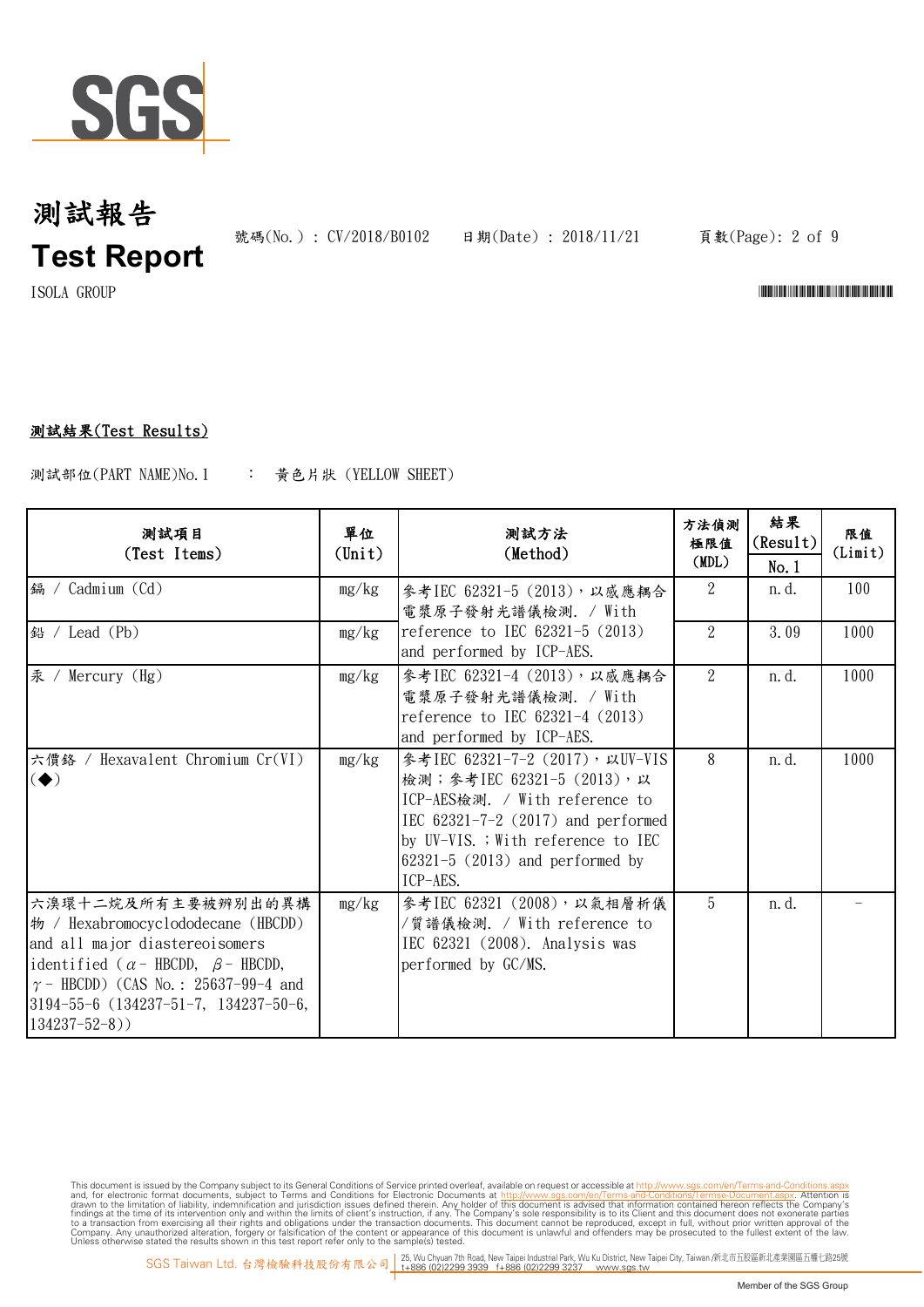# 測試報告
# Test Report

號碼(No.) : CV/2018/B0102　　日期(Date) : 2018/11/21

ISOLA GROUP

**測試結果(Test Results)**

測試部位(PART NAME)No.1　　:　黃色片狀 (YELLOW SHEET)

| 測試項目 (Test Items) | 單位 (Unit) | 測試方法 (Method) | 方法偵測極限值 (MDL) | 結果 (Result) No.1 | 限值 (Limit) |
|---|---|---|---|---|---|
| 鎘 / Cadmium (Cd) | mg/kg | 參考IEC 62321-5 (2013)，以感應耦合電漿原子發射光譜儀檢測. / With reference to IEC 62321-5 (2013) and performed by ICP-AES. | 2 | n.d. | 100 |
| 鉛 / Lead (Pb) | mg/kg | | 2 | 3.09 | 1000 |
| 汞 / Mercury (Hg) | mg/kg | 參考IEC 62321-4 (2013)，以感應耦合電漿原子發射光譜儀檢測. / With reference to IEC 62321-4 (2013) and performed by ICP-AES. | 2 | n.d. | 1000 |
| 六價鉻 / Hexavalent Chromium Cr(VI) (◆) | mg/kg | 參考IEC 62321-7-2 (2017)，以UV-VIS檢測；參考IEC 62321-5 (2013)，以ICP-AES檢測. / With reference to IEC 62321-7-2 (2017) and performed by UV-VIS. ；With reference to IEC 62321-5 (2013) and performed by ICP-AES. | 8 | n.d. | 1000 |
| 六溴環十二烷及所有主要被辨別出的異構物 / Hexabromocyclododecane (HBCDD) and all major diastereoisomers identified ( α - HBCDD, β - HBCDD, γ - HBCDD) (CAS No.: 25637-99-4 and 3194-55-6 (134237-51-7, 134237-50-6, 134237-52-8)) | mg/kg | 參考IEC 62321 (2008)，以氣相層析儀/質譜儀檢測. / With reference to IEC 62321 (2008). Analysis was performed by GC/MS. | 5 | n.d. | - |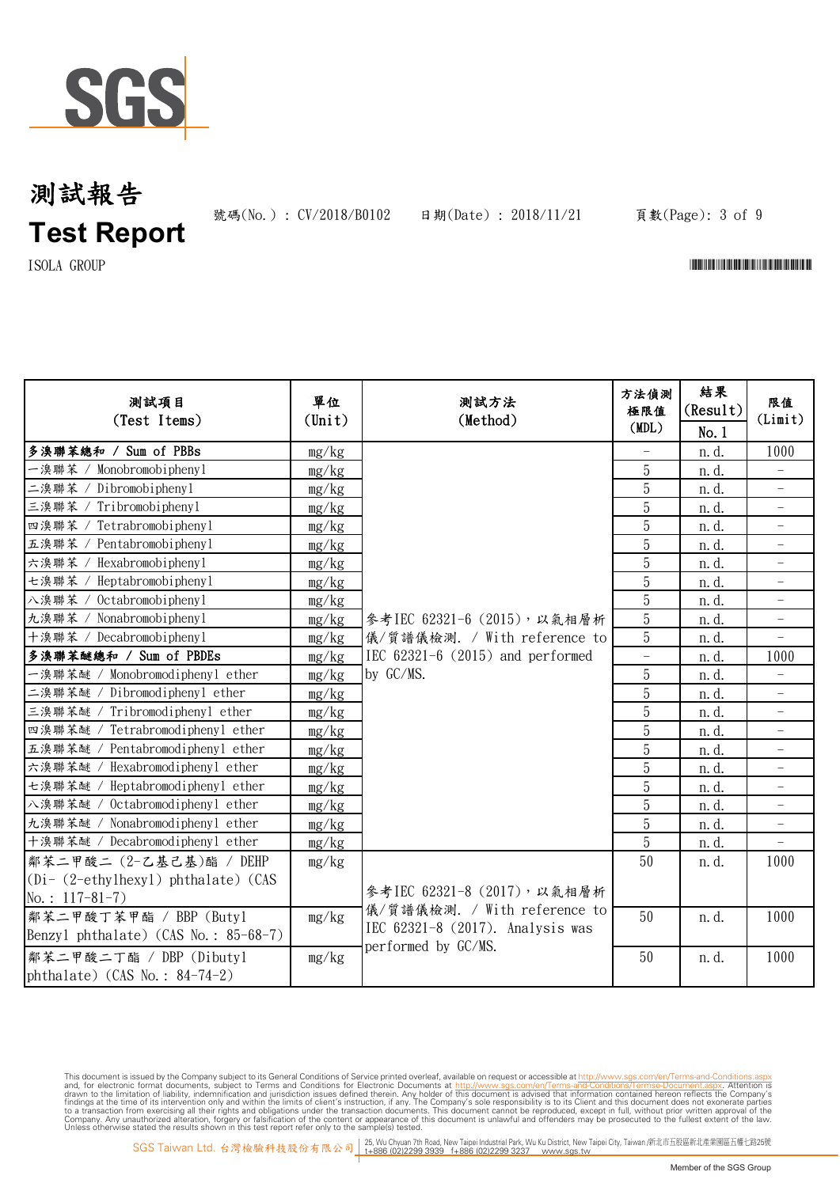# 測試報告
# Test Report

號碼(No.) : CV/2018/B0102　　日期(Date) : 2018/11/21

ISOLA GROUP

| 測試項目 (Test Items) | 單位 (Unit) | 測試方法 (Method) | 方法偵測極限值 (MDL) | 結果 (Result) No.1 | 限值 (Limit) |
|---|---|---|---|---|---|
| **多溴聯苯總和 / Sum of PBBs** | mg/kg | 參考IEC 62321-6 (2015)，以氣相層析儀/質譜儀檢測. / With reference to IEC 62321-6 (2015) and performed by GC/MS. | - | n.d. | 1000 |
| 一溴聯苯 / Monobromobiphenyl | mg/kg | | 5 | n.d. | - |
| 二溴聯苯 / Dibromobiphenyl | mg/kg | | 5 | n.d. | - |
| 三溴聯苯 / Tribromobiphenyl | mg/kg | | 5 | n.d. | - |
| 四溴聯苯 / Tetrabromobiphenyl | mg/kg | | 5 | n.d. | - |
| 五溴聯苯 / Pentabromobiphenyl | mg/kg | | 5 | n.d. | - |
| 六溴聯苯 / Hexabromobiphenyl | mg/kg | | 5 | n.d. | - |
| 七溴聯苯 / Heptabromobiphenyl | mg/kg | | 5 | n.d. | - |
| 八溴聯苯 / Octabromobiphenyl | mg/kg | | 5 | n.d. | - |
| 九溴聯苯 / Nonabromobiphenyl | mg/kg | | 5 | n.d. | - |
| 十溴聯苯 / Decabromobiphenyl | mg/kg | | 5 | n.d. | - |
| **多溴聯苯醚總和 / Sum of PBDEs** | mg/kg | | - | n.d. | 1000 |
| 一溴聯苯醚 / Monobromodiphenyl ether | mg/kg | | 5 | n.d. | - |
| 二溴聯苯醚 / Dibromodiphenyl ether | mg/kg | | 5 | n.d. | - |
| 三溴聯苯醚 / Tribromodiphenyl ether | mg/kg | | 5 | n.d. | - |
| 四溴聯苯醚 / Tetrabromodiphenyl ether | mg/kg | | 5 | n.d. | - |
| 五溴聯苯醚 / Pentabromodiphenyl ether | mg/kg | | 5 | n.d. | - |
| 六溴聯苯醚 / Hexabromodiphenyl ether | mg/kg | | 5 | n.d. | - |
| 七溴聯苯醚 / Heptabromodiphenyl ether | mg/kg | | 5 | n.d. | - |
| 八溴聯苯醚 / Octabromodiphenyl ether | mg/kg | | 5 | n.d. | - |
| 九溴聯苯醚 / Nonabromodiphenyl ether | mg/kg | | 5 | n.d. | - |
| 十溴聯苯醚 / Decabromodiphenyl ether | mg/kg | | 5 | n.d. | - |
| 鄰苯二甲酸二 (2-乙基己基)酯 / DEHP (Di- (2-ethylhexyl) phthalate) (CAS No.: 117-81-7) | mg/kg | 參考IEC 62321-8 (2017)，以氣相層析儀/質譜儀檢測. / With reference to IEC 62321-8 (2017). Analysis was performed by GC/MS. | 50 | n.d. | 1000 |
| 鄰苯二甲酸丁苯甲酯 / BBP (Butyl Benzyl phthalate) (CAS No.: 85-68-7) | mg/kg | | 50 | n.d. | 1000 |
| 鄰苯二甲酸二丁酯 / DBP (Dibutyl phthalate) (CAS No.: 84-74-2) | mg/kg | | 50 | n.d. | 1000 |

This document is issued by the Company subject to its General Conditions of Service printed overleaf, available on request or accessible at http://www.sgs.com/en/Terms-and-Conditions.aspx and, for electronic format documents, subject to Terms and Conditions for Electronic Documents at http://www.sgs.com/en/Terms-and-Conditions/Terms-e-Document.aspx. Attention is drawn to the limitation of liability, indemnification and jurisdiction issues defined therein. Any holder of this document is advised that information contained hereon reflects the Company's findings at the time of its intervention only and within the limits of client's instruction, if any. The Company's sole responsibility is to its Client and this document does not exonerate parties to a transaction from exercising all their rights and obligations under the transaction documents. This document cannot be reproduced, except in full, without prior written approval of the Company. Any unauthorized alteration, forgery or falsification of the content or appearance of this document is unlawful and offenders may be prosecuted to the fullest extent of the law. Unless otherwise stated the results shown in this test report refer only to the sample(s) tested.

SGS Taiwan Ltd. 台灣檢驗科技股份有限公司 | 25, Wu Chyuan 7th Road, New Taipei Industrial Park, Wu Ku District, New Taipei City, Taiwan /新北市五股區新北產業園區五權七路25號 t+886 (02)2299 3939 f+886 (02)2299 3237 www.sgs.tw

Member of the SGS Group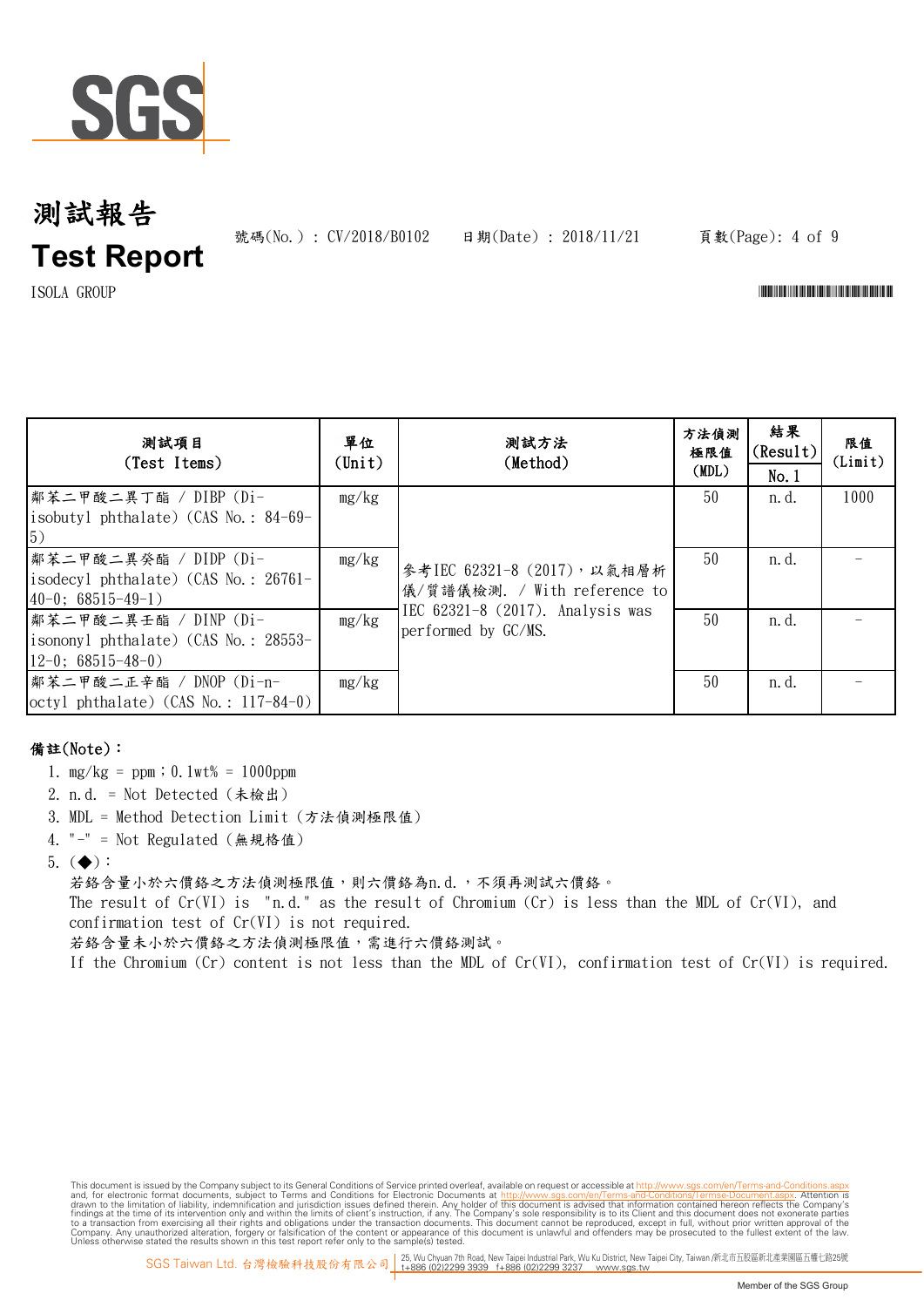# 測試報告

# Test Report

號碼(No.) : CV/2018/B0102　　日期(Date) : 2018/11/21

ISOLA GROUP

| 測試項目 (Test Items) | 單位 (Unit) | 測試方法 (Method) | 方法偵測極限值 (MDL) | 結果 (Result) No.1 | 限值 (Limit) |
|---|---|---|---|---|---|
| 鄰苯二甲酸二異丁酯 / DIBP (Di-isobutyl phthalate) (CAS No.: 84-69-5) | mg/kg | 參考IEC 62321-8 (2017)，以氣相層析儀/質譜儀檢測. / With reference to IEC 62321-8 (2017). Analysis was performed by GC/MS. | 50 | n.d. | 1000 |
| 鄰苯二甲酸二異癸酯 / DIDP (Di-isodecyl phthalate) (CAS No.: 26761-40-0; 68515-49-1) | mg/kg | | 50 | n.d. | - |
| 鄰苯二甲酸二異壬酯 / DINP (Di-isononyl phthalate) (CAS No.: 28553-12-0; 68515-48-0) | mg/kg | | 50 | n.d. | - |
| 鄰苯二甲酸二正辛酯 / DNOP (Di-n-octyl phthalate) (CAS No.: 117-84-0) | mg/kg | | 50 | n.d. | - |

**備註(Note)：**

1. mg/kg = ppm；0.1wt% = 1000ppm
2. n.d. = Not Detected (未檢出)
3. MDL = Method Detection Limit (方法偵測極限值)
4. "-" = Not Regulated (無規格值)
5. (◆)：
   若鉻含量小於六價鉻之方法偵測極限值，則六價鉻為n.d.，不須再測試六價鉻。
   The result of Cr(VI) is "n.d." as the result of Chromium (Cr) is less than the MDL of Cr(VI), and confirmation test of Cr(VI) is not required.
   若鉻含量未小於六價鉻之方法偵測極限值，需進行六價鉻測試。
   If the Chromium (Cr) content is not less than the MDL of Cr(VI), confirmation test of Cr(VI) is required.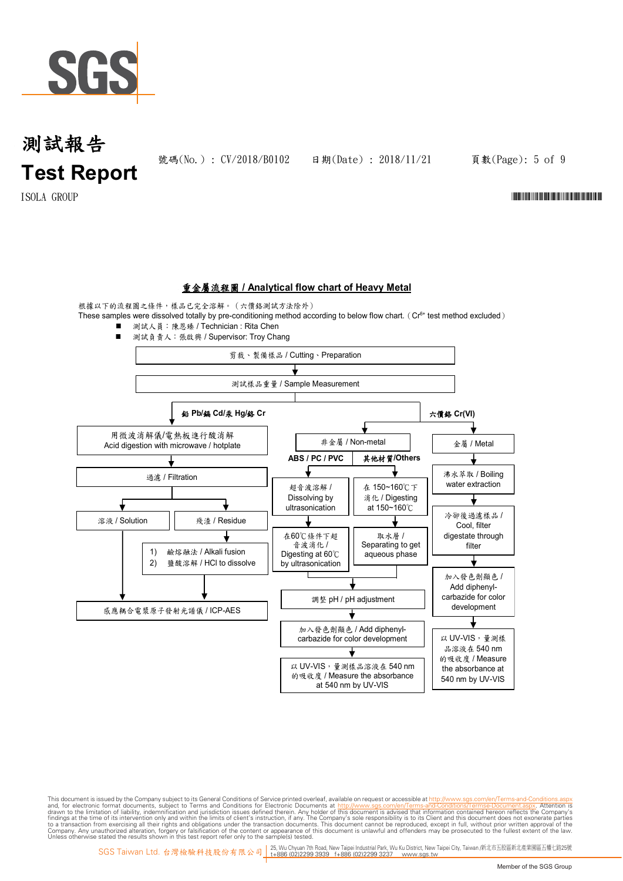# 測試報告
# Test Report

號碼(No.) : CV/2018/B0102　　日期(Date) : 2018/11/21

ISOLA GROUP

## 重金屬流程圖 / Analytical flow chart of Heavy Metal

根據以下的流程圖之條件，樣品已完全溶解。（六價鉻測試方法除外）
These samples were dissolved totally by pre-conditioning method according to below flow chart. ( $Cr^{6+}$ test method excluded )

- 測試人員：陳恩臻 / Technician : Rita Chen
- 測試負責人：張啟興 / Supervisor: Troy Chang

剪裁、製備樣品 / Cutting、Preparation
↓
測試樣品重量 / Sample Measurement
↓

**鉛 Pb/鎘 Cd/汞 Hg/鉻 Cr**

- 用微波消解儀/電熱板進行酸消解 / Acid digestion with microwave / hotplate
- ↓ 過濾 / Filtration
- ↓ 溶液 / Solution → 感應耦合電漿原子發射光譜儀 / ICP-AES
- ↓ 殘渣 / Residue → 1) 鹼熔融法 / Alkali fusion 2) 鹽酸溶解 / HCl to dissolve → 感應耦合電漿原子發射光譜儀 / ICP-AES

**六價鉻 Cr(VI)**

非金屬 / Non-metal

- ABS / PC / PVC: 超音波溶解 / Dissolving by ultrasonication → 在60℃條件下超音波消化 / Digesting at 60℃ by ultrasonication
- 其他材質/Others: 在 150~160℃下消化 / Digesting at 150~160℃ → 取水層 / Separating to get aqueous phase
- → 調整 pH / pH adjustment → 加入發色劑顯色 / Add diphenyl-carbazide for color development → 以 UV-VIS，量測樣品溶液在 540 nm 的吸收度 / Measure the absorbance at 540 nm by UV-VIS

金屬 / Metal

- 沸水萃取 / Boiling water extraction → 冷卻後過濾樣品 / Cool, filter digestate through filter → 加入發色劑顯色 / Add diphenyl-carbazide for color development → 以 UV-VIS，量測樣品溶液在 540 nm 的吸收度 / Measure the absorbance at 540 nm by UV-VIS

This document is issued by the Company subject to its General Conditions of Service printed overleaf, available on request or accessible at http://www.sgs.com/en/Terms-and-Conditions.aspx and, for electronic format documents, subject to Terms and Conditions for Electronic Documents at http://www.sgs.com/en/Terms-and-Conditions/Terms-e-Document.aspx. Attention is drawn to the limitation of liability, indemnification and jurisdiction issues defined therein. Any holder of this document is advised that information contained hereon reflects the Company's findings at the time of its intervention only and within the limits of client's instruction, if any. The Company's sole responsibility is to its Client and this document does not exonerate parties to a transaction from exercising all their rights and obligations under the transaction documents. This document cannot be reproduced, except in full, without prior written approval of the Company. Any unauthorized alteration, forgery or falsification of the content or appearance of this document is unlawful and offenders may be prosecuted to the fullest extent of the law. Unless otherwise stated the results shown in this test report refer only to the sample(s) tested.

SGS Taiwan Ltd. 台灣檢驗科技股份有限公司 | 25, Wu Chyuan 7th Road, New Taipei Industrial Park, Wu Ku District, New Taipei City, Taiwan /新北市五股區新北產業園區五權七路25號 t+886 (02)2299 3939 f+886 (02)2299 3237 www.sgs.tw

Member of the SGS Group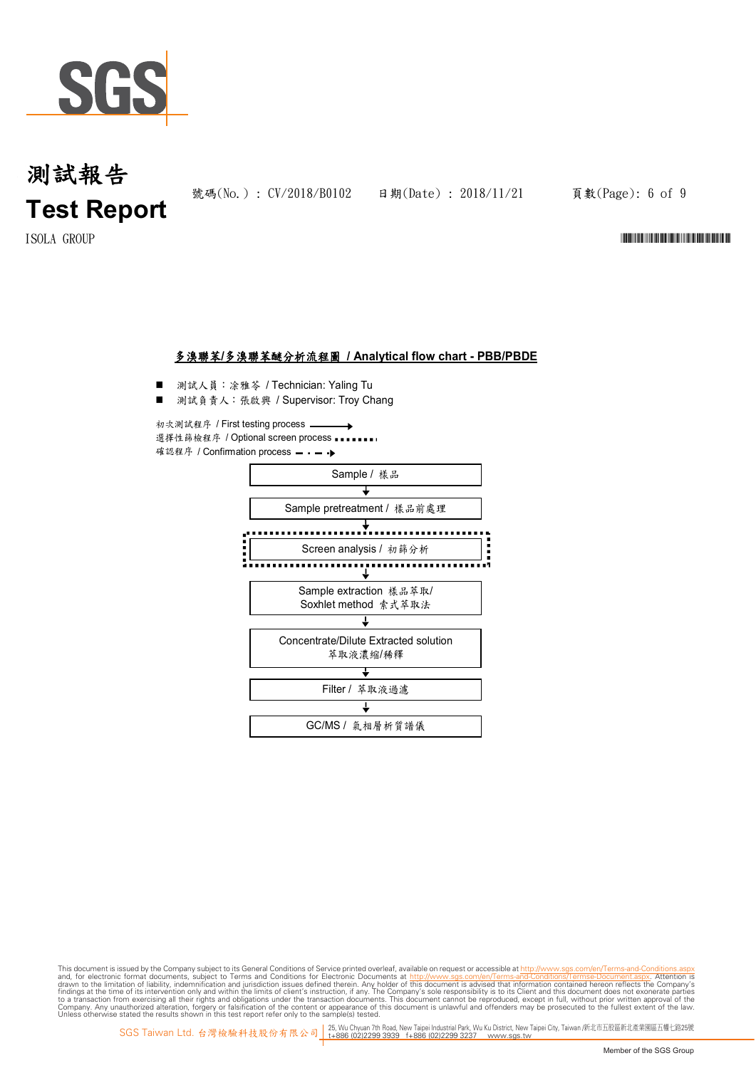# 測試報告

# Test Report

號碼(No.) : CV/2018/B0102　　日期(Date) : 2018/11/21

ISOLA GROUP

## 多溴聯苯/多溴聯苯醚分析流程圖 / Analytical flow chart - PBB/PBDE

- 測試人員：涂雅苓 / Technician: Yaling Tu
- 測試負責人：張啟興 / Supervisor: Troy Chang

初次測試程序 / First testing process ——→
選擇性篩檢程序 / Optional screen process ........
確認程序 / Confirmation process — · — ·→

Sample / 樣品
↓
Sample pretreatment / 樣品前處理
↓
Screen analysis / 初篩分析
↓
Sample extraction 樣品萃取/ Soxhlet method 索式萃取法
↓
Concentrate/Dilute Extracted solution 萃取液濃縮/稀釋
↓
Filter / 萃取液過濾
↓
GC/MS / 氣相層析質譜儀

This document is issued by the Company subject to its General Conditions of Service printed overleaf, available on request or accessible at http://www.sgs.com/en/Terms-and-Conditions.aspx and, for electronic format documents, subject to Terms and Conditions for Electronic Documents at http://www.sgs.com/en/Terms-and-Conditions/Terms-e-Document.aspx. Attention is drawn to the limitation of liability, indemnification and jurisdiction issues defined therein. Any holder of this document is advised that information contained hereon reflects the Company's findings at the time of its intervention only and within the limits of client's instruction, if any. The Company's sole responsibility is to its Client and this document does not exonerate parties to a transaction from exercising all their rights and obligations under the transaction documents. This document cannot be reproduced, except in full, without prior written approval of the Company. Any unauthorized alteration, forgery or falsification of the content or appearance of this document is unlawful and offenders may be prosecuted to the fullest extent of the law. Unless otherwise stated the results shown in this test report refer only to the sample(s) tested.

SGS Taiwan Ltd. 台灣檢驗科技股份有限公司 | 25, Wu Chyuan 7th Road, New Taipei Industrial Park, Wu Ku District, New Taipei City, Taiwan /新北市五股區新北產業園區五權七路25號 t+886 (02)2299 3939 f+886 (02)2299 3237 www.sgs.tw

Member of the SGS Group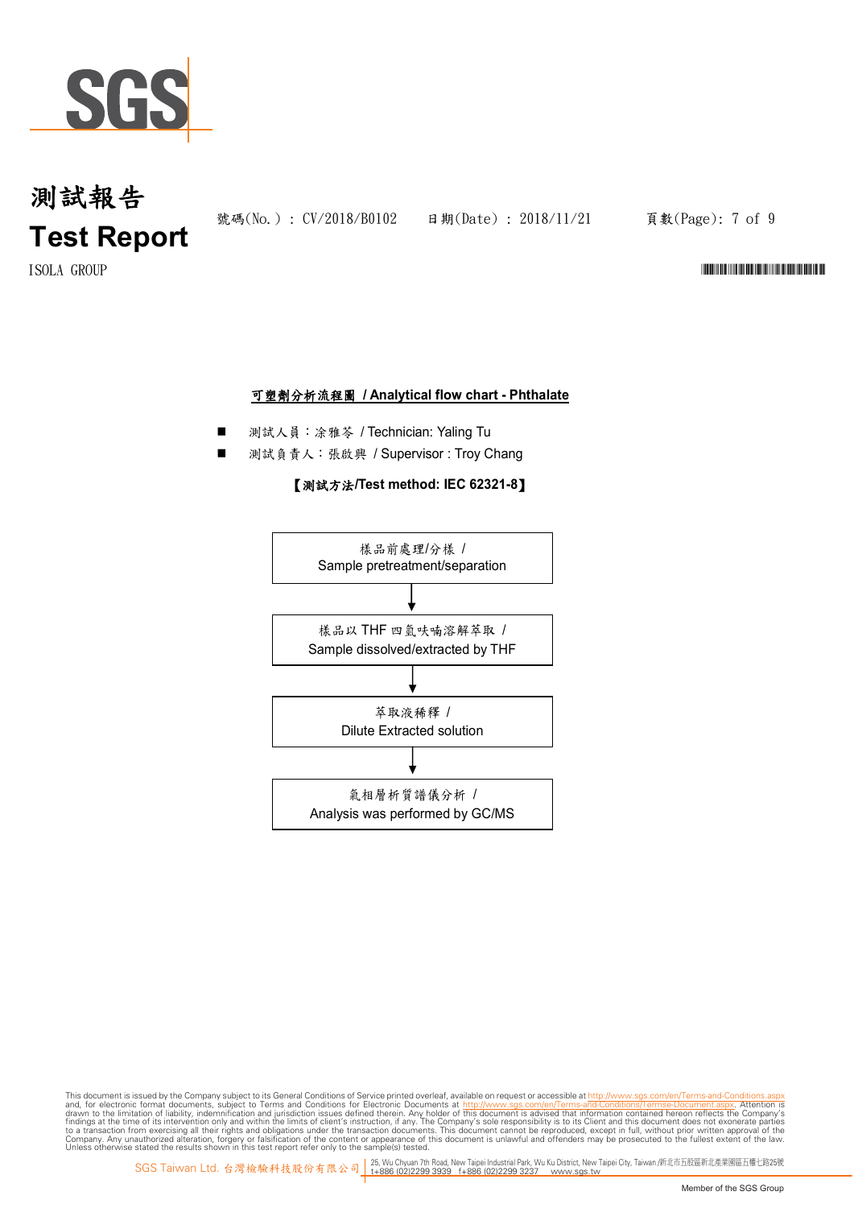# 測試報告
# Test Report

號碼(No.) : CV/2018/B0102　　日期(Date) : 2018/11/21

ISOLA GROUP

## 可塑劑分析流程圖 / Analytical flow chart - Phthalate

- 測試人員：涂雅苓 / Technician: Yaling Tu
- 測試負責人：張啟興 / Supervisor : Troy Chang

**【測試方法/Test method: IEC 62321-8】**

樣品前處理/分樣 / Sample pretreatment/separation

↓

樣品以 THF 四氫呋喃溶解萃取 / Sample dissolved/extracted by THF

↓

萃取液稀釋 / Dilute Extracted solution

↓

氣相層析質譜儀分析 / Analysis was performed by GC/MS

This document is issued by the Company subject to its General Conditions of Service printed overleaf, available on request or accessible at http://www.sgs.com/en/Terms-and-Conditions.aspx and, for electronic format documents, subject to Terms and Conditions for Electronic Documents at http://www.sgs.com/en/Terms-and-Conditions/Termse-Document.aspx. Attention is drawn to the limitation of liability, indemnification and jurisdiction issues defined therein. Any holder of this document is advised that information contained hereon reflects the Company's findings at the time of its intervention only and within the limits of client's instruction, if any. The Company's sole responsibility is to its Client and this document does not exonerate parties to a transaction from exercising all their rights and obligations under the transaction documents. This document cannot be reproduced, except in full, without prior written approval of the Company. Any unauthorized alteration, forgery or falsification of the content or appearance of this document is unlawful and offenders may be prosecuted to the fullest extent of the law. Unless otherwise stated the results shown in this test report refer only to the sample(s) tested.

SGS Taiwan Ltd. 台灣檢驗科技股份有限公司 | 25, Wu Chyuan 7th Road, New Taipei Industrial Park, Wu Ku District, New Taipei City, Taiwan /新北市五股區新北產業園區五權七路25號 t+886 (02)2299 3939 f+886 (02)2299 3237 www.sgs.tw

Member of the SGS Group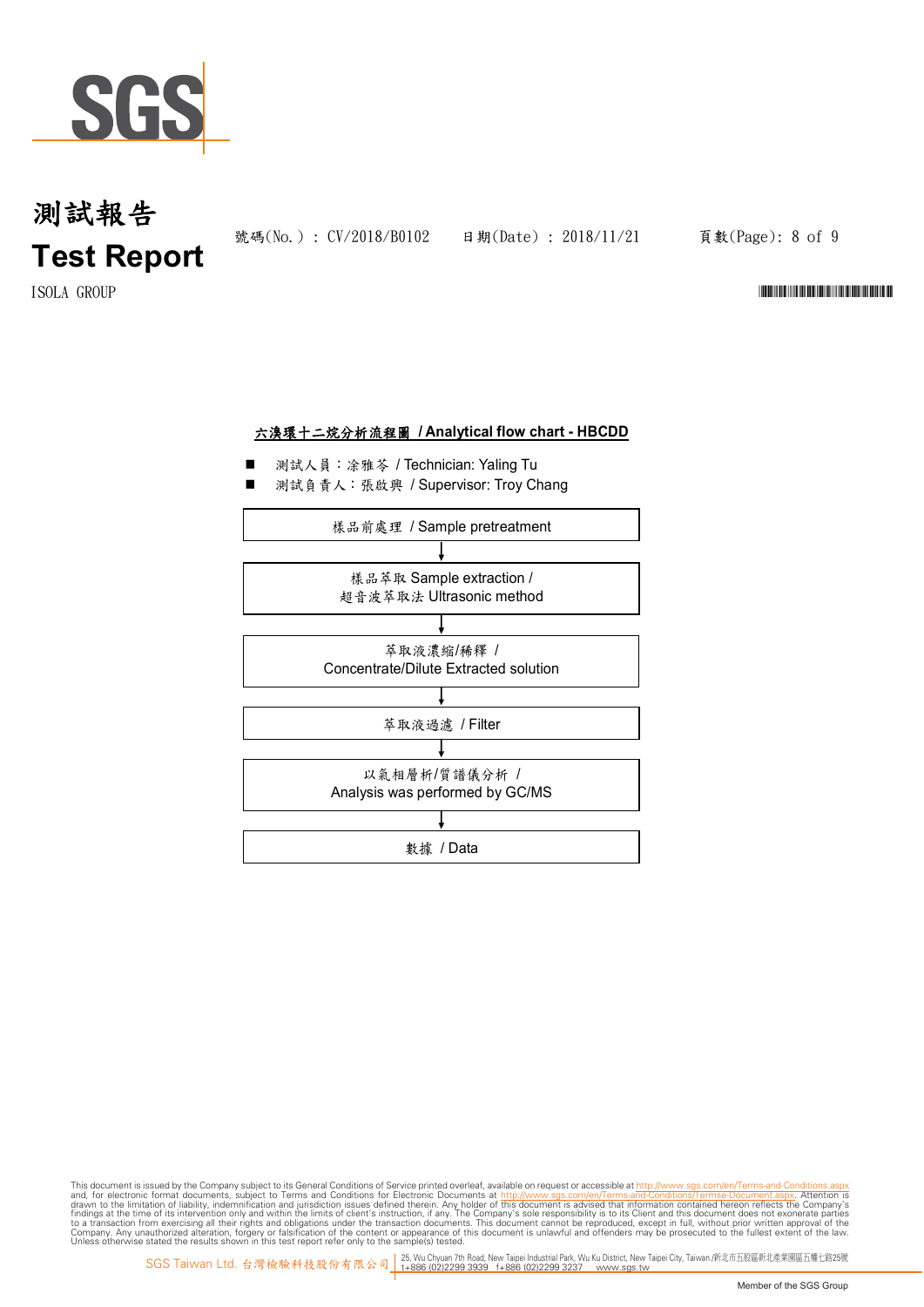# 測試報告
# Test Report

號碼(No.) : CV/2018/B0102　　日期(Date) : 2018/11/21

ISOLA GROUP

**六溴環十二烷分析流程圖 / Analytical flow chart - HBCDD**

- 測試人員：涂雅苓 / Technician: Yaling Tu
- 測試負責人：張啟興 / Supervisor: Troy Chang

樣品前處理 / Sample pretreatment

↓

樣品萃取 Sample extraction /
超音波萃取法 Ultrasonic method

↓

萃取液濃縮/稀釋 /
Concentrate/Dilute Extracted solution

↓

萃取液過濾 / Filter

↓

以氣相層析/質譜儀分析 /
Analysis was performed by GC/MS

↓

數據 / Data

This document is issued by the Company subject to its General Conditions of Service printed overleaf, available on request or accessible at http://www.sgs.com/en/Terms-and-Conditions.aspx and, for electronic format documents, subject to Terms and Conditions for Electronic Documents at http://www.sgs.com/en/Terms-and-Conditions/Termse-Document.aspx. Attention is drawn to the limitation of liability, indemnification and jurisdiction issues defined therein. Any holder of this document is advised that information contained hereon reflects the Company's findings at the time of its intervention only and within the limits of client's instruction, if any. The Company's sole responsibility is to its Client and this document does not exonerate parties to a transaction from exercising all their rights and obligations under the transaction documents. This document cannot be reproduced, except in full, without prior written approval of the Company. Any unauthorized alteration, forgery or falsification of the content or appearance of this document is unlawful and offenders may be prosecuted to the fullest extent of the law. Unless otherwise stated the results shown in this test report refer only to the sample(s) tested.

SGS Taiwan Ltd. 台灣檢驗科技股份有限公司 | 25, Wu Chyuan 7th Road, New Taipei Industrial Park, Wu Ku District, New Taipei City, Taiwan /新北市五股區新北產業園區五權七路25號 t+886 (02)2299 3939 f+886 (02)2299 3237 www.sgs.tw

Member of the SGS Group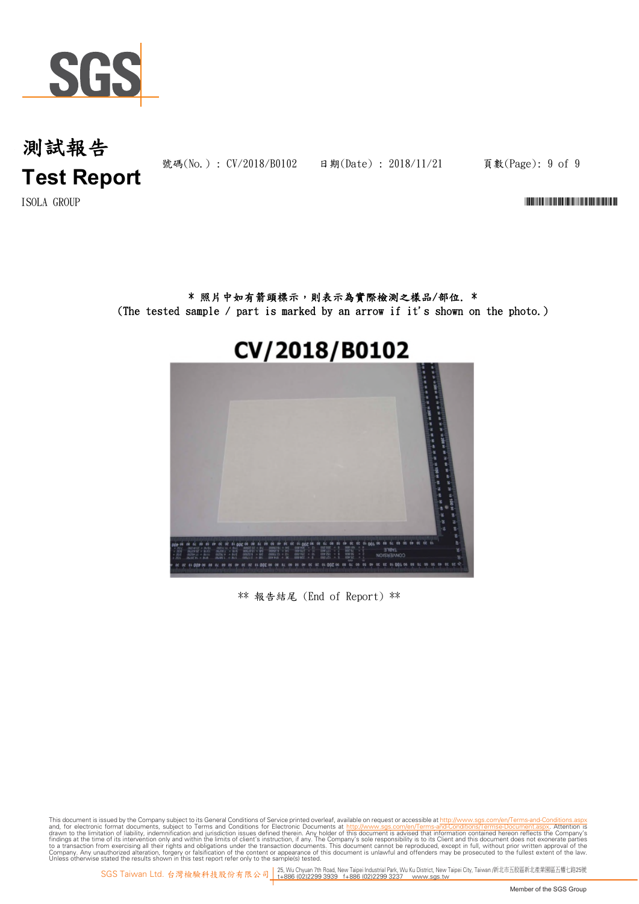# 測試報告
# Test Report

號碼(No.) : CV/2018/B0102　　日期(Date) : 2018/11/21

ISOLA GROUP

\* 照片中如有箭頭標示，則表示為實際檢測之樣品/部位. \*
(The tested sample / part is marked by an arrow if it's shown on the photo.)

CV/2018/B0102

** 報告結尾 (End of Report) **

This document is issued by the Company subject to its General Conditions of Service printed overleaf, available on request or accessible at http://www.sgs.com/en/Terms-and-Conditions.aspx and, for electronic format documents, subject to Terms and Conditions for Electronic Documents at http://www.sgs.com/en/Terms-and-Conditions/Terms-e-Document.aspx. Attention is drawn to the limitation of liability, indemnification and jurisdiction issues defined therein. Any holder of this document is advised that information contained hereon reflects the Company's findings at the time of its intervention only and within the limits of client's instruction, if any. The Company's sole responsibility is to its Client and this document does not exonerate parties to a transaction from exercising all their rights and obligations under the transaction documents. This document cannot be reproduced, except in full, without prior written approval of the Company. Any unauthorized alteration, forgery or falsification of the content or appearance of this document is unlawful and offenders may be prosecuted to the fullest extent of the law. Unless otherwise stated the results shown in this test report refer only to the sample(s) tested.

SGS Taiwan Ltd. 台灣檢驗科技股份有限公司 | 25, Wu Chyuan 7th Road, New Taipei Industrial Park, Wu Ku District, New Taipei City, Taiwan /新北市五股區新北產業園區五權七路25號 t+886 (02)2299 3939　f+886 (02)2299 3237　www.sgs.tw

Member of the SGS Group